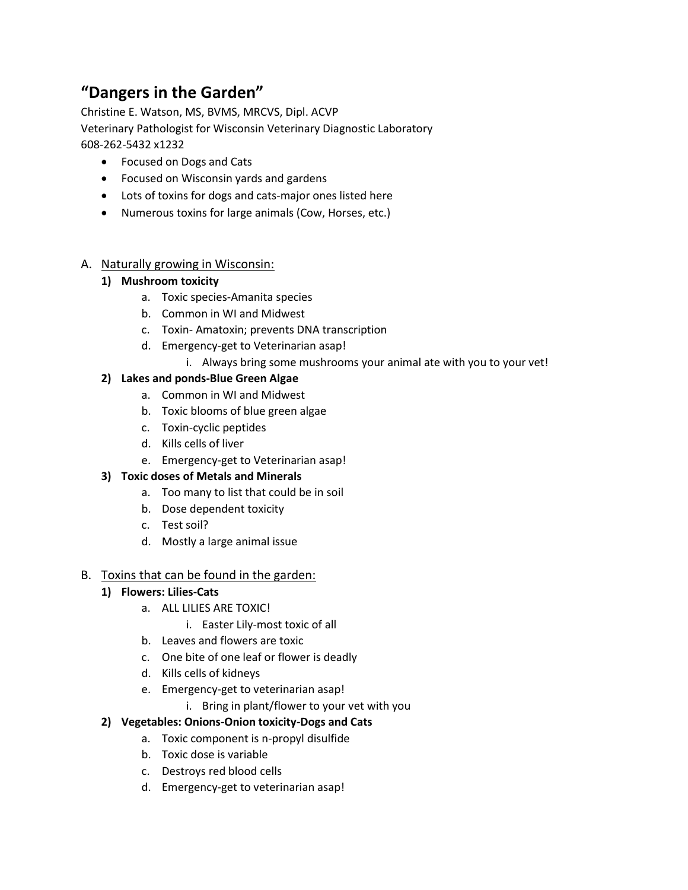# “Dangers in the Garden”

Christine E. Watson, MS, BVMS, MRCVS, Dipl. ACVP
Veterinary Pathologist for Wisconsin Veterinary Diagnostic Laboratory
608-262-5432 x1232

- Focused on Dogs and Cats
- Focused on Wisconsin yards and gardens
- Lots of toxins for dogs and cats-major ones listed here
- Numerous toxins for large animals (Cow, Horses, etc.)

## A. Naturally growing in Wisconsin:

**1) Mushroom toxicity**

a. Toxic species-Amanita species
b. Common in WI and Midwest
c. Toxin- Amatoxin; prevents DNA transcription
d. Emergency-get to Veterinarian asap!
   i. Always bring some mushrooms your animal ate with you to your vet!

**2) Lakes and ponds-Blue Green Algae**

a. Common in WI and Midwest
b. Toxic blooms of blue green algae
c. Toxin-cyclic peptides
d. Kills cells of liver
e. Emergency-get to Veterinarian asap!

**3) Toxic doses of Metals and Minerals**

a. Too many to list that could be in soil
b. Dose dependent toxicity
c. Test soil?
d. Mostly a large animal issue

## B. Toxins that can be found in the garden:

**1) Flowers: Lilies-Cats**

a. ALL LILIES ARE TOXIC!
   i. Easter Lily-most toxic of all
b. Leaves and flowers are toxic
c. One bite of one leaf or flower is deadly
d. Kills cells of kidneys
e. Emergency-get to veterinarian asap!
   i. Bring in plant/flower to your vet with you

**2) Vegetables: Onions-Onion toxicity-Dogs and Cats**

a. Toxic component is n-propyl disulfide
b. Toxic dose is variable
c. Destroys red blood cells
d. Emergency-get to veterinarian asap!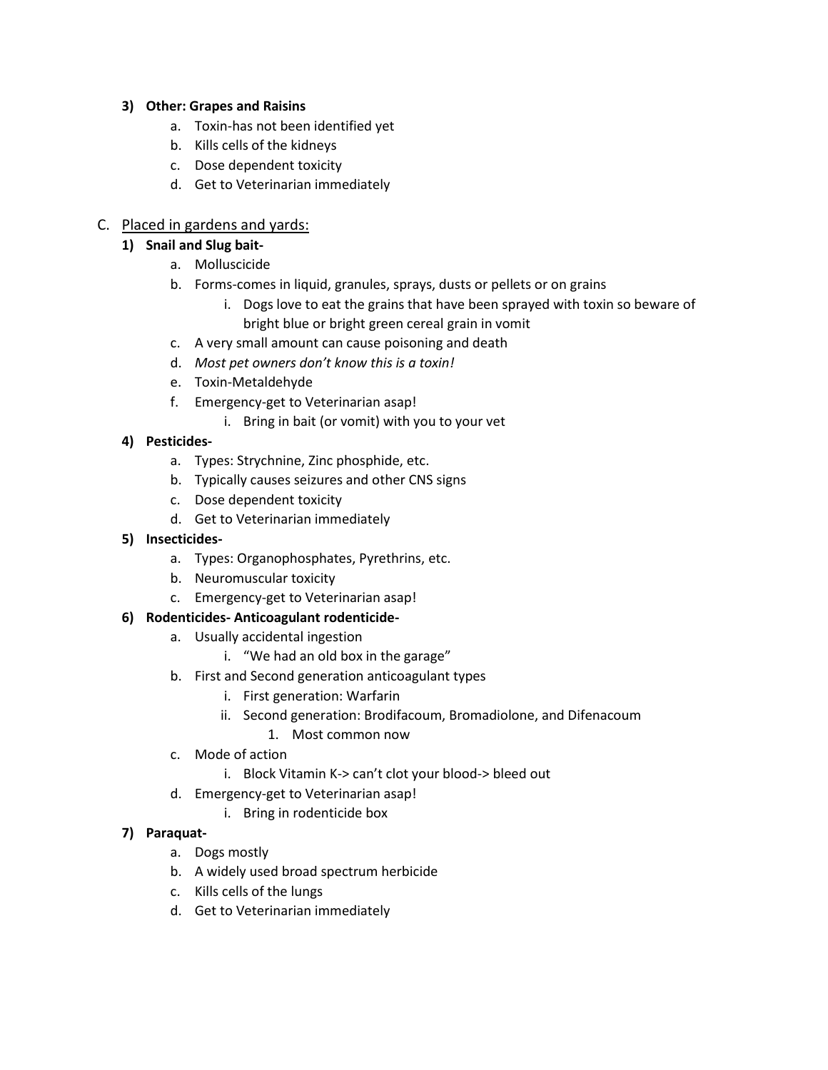**3) Other: Grapes and Raisins**

a. Toxin-has not been identified yet
b. Kills cells of the kidneys
c. Dose dependent toxicity
d. Get to Veterinarian immediately

C. <u>Placed in gardens and yards:</u>

**1) Snail and Slug bait-**

a. Molluscicide
b. Forms-comes in liquid, granules, sprays, dusts or pellets or on grains
    i. Dogs love to eat the grains that have been sprayed with toxin so beware of bright blue or bright green cereal grain in vomit
c. A very small amount can cause poisoning and death
d. *Most pet owners don't know this is a toxin!*
e. Toxin-Metaldehyde
f. Emergency-get to Veterinarian asap!
    i. Bring in bait (or vomit) with you to your vet

**4) Pesticides-**

a. Types: Strychnine, Zinc phosphide, etc.
b. Typically causes seizures and other CNS signs
c. Dose dependent toxicity
d. Get to Veterinarian immediately

**5) Insecticides-**

a. Types: Organophosphates, Pyrethrins, etc.
b. Neuromuscular toxicity
c. Emergency-get to Veterinarian asap!

**6) Rodenticides- Anticoagulant rodenticide-**

a. Usually accidental ingestion
    i. "We had an old box in the garage"
b. First and Second generation anticoagulant types
    i. First generation: Warfarin
    ii. Second generation: Brodifacoum, Bromadiolone, and Difenacoum
        1. Most common now
c. Mode of action
    i. Block Vitamin K-> can't clot your blood-> bleed out
d. Emergency-get to Veterinarian asap!
    i. Bring in rodenticide box

**7) Paraquat-**

a. Dogs mostly
b. A widely used broad spectrum herbicide
c. Kills cells of the lungs
d. Get to Veterinarian immediately